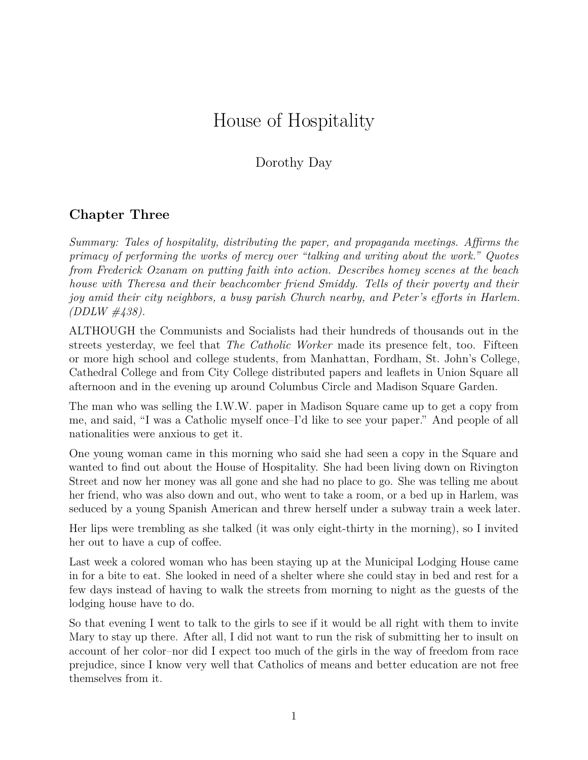# House of Hospitality

Dorothy Day

## Chapter Three

*Summary: Tales of hospitality, distributing the paper, and propaganda meetings. Affirms the primacy of performing the works of mercy over "talking and writing about the work." Quotes from Frederick Ozanam on putting faith into action. Describes homey scenes at the beach house with Theresa and their beachcomber friend Smiddy. Tells of their poverty and their joy amid their city neighbors, a busy parish Church nearby, and Peter's efforts in Harlem. (DDLW #438).*

ALTHOUGH the Communists and Socialists had their hundreds of thousands out in the streets yesterday, we feel that *The Catholic Worker* made its presence felt, too. Fifteen or more high school and college students, from Manhattan, Fordham, St. John's College, Cathedral College and from City College distributed papers and leaflets in Union Square all afternoon and in the evening up around Columbus Circle and Madison Square Garden.

The man who was selling the I.W.W. paper in Madison Square came up to get a copy from me, and said, "I was a Catholic myself once–I'd like to see your paper." And people of all nationalities were anxious to get it.

One young woman came in this morning who said she had seen a copy in the Square and wanted to find out about the House of Hospitality. She had been living down on Rivington Street and now her money was all gone and she had no place to go. She was telling me about her friend, who was also down and out, who went to take a room, or a bed up in Harlem, was seduced by a young Spanish American and threw herself under a subway train a week later.

Her lips were trembling as she talked (it was only eight-thirty in the morning), so I invited her out to have a cup of coffee.

Last week a colored woman who has been staying up at the Municipal Lodging House came in for a bite to eat. She looked in need of a shelter where she could stay in bed and rest for a few days instead of having to walk the streets from morning to night as the guests of the lodging house have to do.

So that evening I went to talk to the girls to see if it would be all right with them to invite Mary to stay up there. After all, I did not want to run the risk of submitting her to insult on account of her color–nor did I expect too much of the girls in the way of freedom from race prejudice, since I know very well that Catholics of means and better education are not free themselves from it.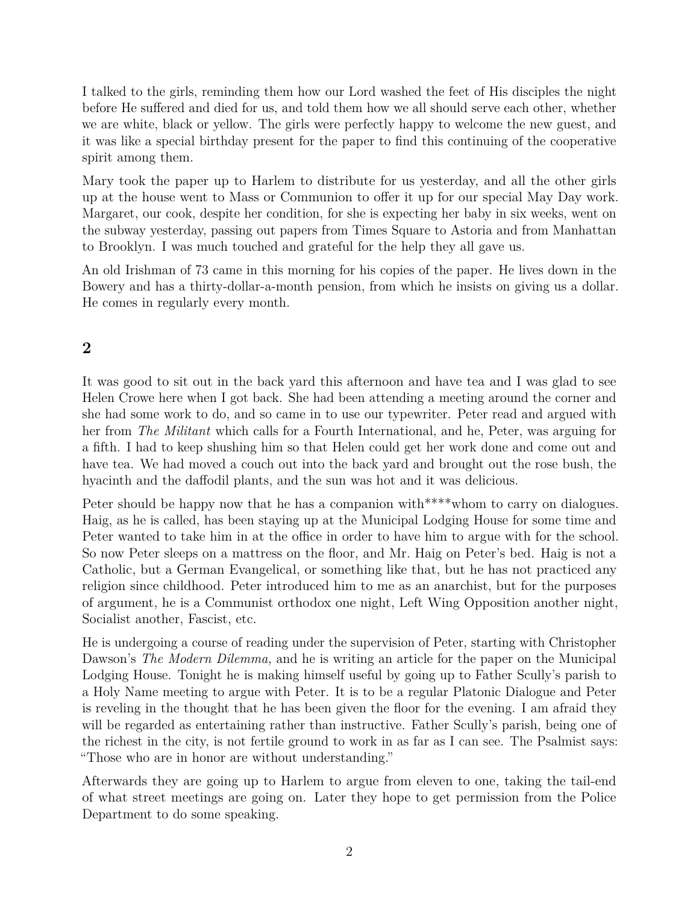I talked to the girls, reminding them how our Lord washed the feet of His disciples the night before He suffered and died for us, and told them how we all should serve each other, whether we are white, black or yellow. The girls were perfectly happy to welcome the new guest, and it was like a special birthday present for the paper to find this continuing of the cooperative spirit among them.

Mary took the paper up to Harlem to distribute for us yesterday, and all the other girls up at the house went to Mass or Communion to offer it up for our special May Day work. Margaret, our cook, despite her condition, for she is expecting her baby in six weeks, went on the subway yesterday, passing out papers from Times Square to Astoria and from Manhattan to Brooklyn. I was much touched and grateful for the help they all gave us.

An old Irishman of 73 came in this morning for his copies of the paper. He lives down in the Bowery and has a thirty-dollar-a-month pension, from which he insists on giving us a dollar. He comes in regularly every month.

## 2

It was good to sit out in the back yard this afternoon and have tea and I was glad to see Helen Crowe here when I got back. She had been attending a meeting around the corner and she had some work to do, and so came in to use our typewriter. Peter read and argued with her from *The Militant* which calls for a Fourth International, and he, Peter, was arguing for a fifth. I had to keep shushing him so that Helen could get her work done and come out and have tea. We had moved a couch out into the back yard and brought out the rose bush, the hyacinth and the daffodil plants, and the sun was hot and it was delicious.

Peter should be happy now that he has a companion with****whom to carry on dialogues. Haig, as he is called, has been staying up at the Municipal Lodging House for some time and Peter wanted to take him in at the office in order to have him to argue with for the school. So now Peter sleeps on a mattress on the floor, and Mr. Haig on Peter's bed. Haig is not a Catholic, but a German Evangelical, or something like that, but he has not practiced any religion since childhood. Peter introduced him to me as an anarchist, but for the purposes of argument, he is a Communist orthodox one night, Left Wing Opposition another night, Socialist another, Fascist, etc.

He is undergoing a course of reading under the supervision of Peter, starting with Christopher Dawson's *The Modern Dilemma,* and he is writing an article for the paper on the Municipal Lodging House. Tonight he is making himself useful by going up to Father Scully's parish to a Holy Name meeting to argue with Peter. It is to be a regular Platonic Dialogue and Peter is reveling in the thought that he has been given the floor for the evening. I am afraid they will be regarded as entertaining rather than instructive. Father Scully's parish, being one of the richest in the city, is not fertile ground to work in as far as I can see. The Psalmist says: "Those who are in honor are without understanding."

Afterwards they are going up to Harlem to argue from eleven to one, taking the tail-end of what street meetings are going on. Later they hope to get permission from the Police Department to do some speaking.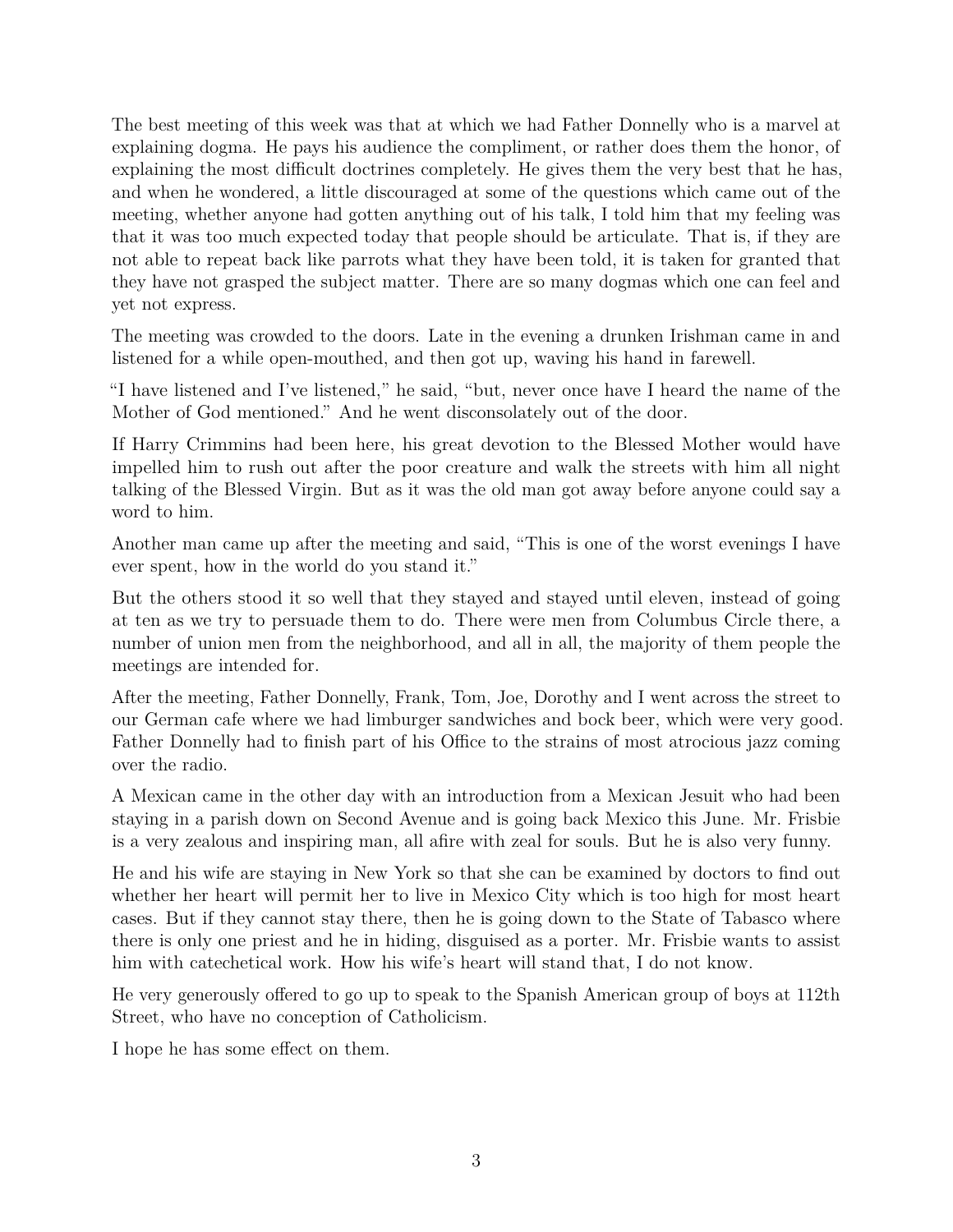The best meeting of this week was that at which we had Father Donnelly who is a marvel at explaining dogma. He pays his audience the compliment, or rather does them the honor, of explaining the most difficult doctrines completely. He gives them the very best that he has, and when he wondered, a little discouraged at some of the questions which came out of the meeting, whether anyone had gotten anything out of his talk, I told him that my feeling was that it was too much expected today that people should be articulate. That is, if they are not able to repeat back like parrots what they have been told, it is taken for granted that they have not grasped the subject matter. There are so many dogmas which one can feel and yet not express.

The meeting was crowded to the doors. Late in the evening a drunken Irishman came in and listened for a while open-mouthed, and then got up, waving his hand in farewell.

"I have listened and I've listened," he said, "but, never once have I heard the name of the Mother of God mentioned." And he went disconsolately out of the door.

If Harry Crimmins had been here, his great devotion to the Blessed Mother would have impelled him to rush out after the poor creature and walk the streets with him all night talking of the Blessed Virgin. But as it was the old man got away before anyone could say a word to him.

Another man came up after the meeting and said, "This is one of the worst evenings I have ever spent, how in the world do you stand it."

But the others stood it so well that they stayed and stayed until eleven, instead of going at ten as we try to persuade them to do. There were men from Columbus Circle there, a number of union men from the neighborhood, and all in all, the majority of them people the meetings are intended for.

After the meeting, Father Donnelly, Frank, Tom, Joe, Dorothy and I went across the street to our German cafe where we had limburger sandwiches and bock beer, which were very good. Father Donnelly had to finish part of his Office to the strains of most atrocious jazz coming over the radio.

A Mexican came in the other day with an introduction from a Mexican Jesuit who had been staying in a parish down on Second Avenue and is going back Mexico this June. Mr. Frisbie is a very zealous and inspiring man, all afire with zeal for souls. But he is also very funny.

He and his wife are staying in New York so that she can be examined by doctors to find out whether her heart will permit her to live in Mexico City which is too high for most heart cases. But if they cannot stay there, then he is going down to the State of Tabasco where there is only one priest and he in hiding, disguised as a porter. Mr. Frisbie wants to assist him with catechetical work. How his wife's heart will stand that, I do not know.

He very generously offered to go up to speak to the Spanish American group of boys at 112th Street, who have no conception of Catholicism.

I hope he has some effect on them.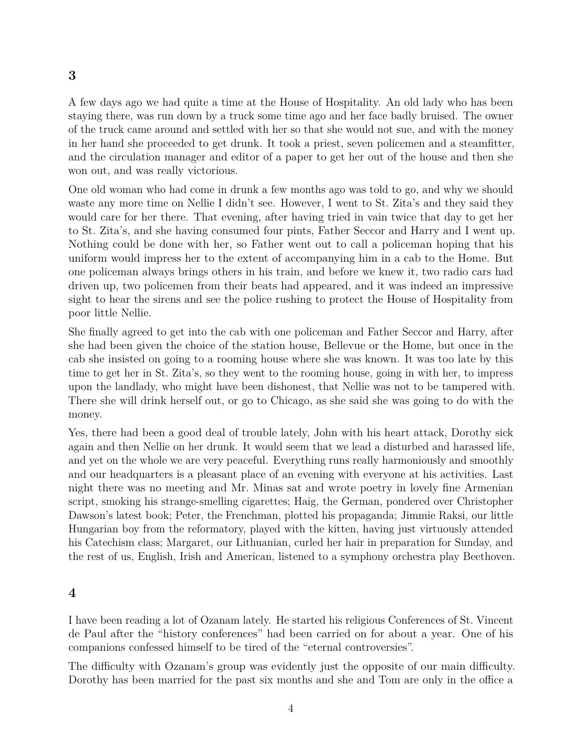## 3

A few days ago we had quite a time at the House of Hospitality. An old lady who has been staying there, was run down by a truck some time ago and her face badly bruised. The owner of the truck came around and settled with her so that she would not sue, and with the money in her hand she proceeded to get drunk. It took a priest, seven policemen and a steamfitter, and the circulation manager and editor of a paper to get her out of the house and then she won out, and was really victorious.

One old woman who had come in drunk a few months ago was told to go, and why we should waste any more time on Nellie I didn't see. However, I went to St. Zita's and they said they would care for her there. That evening, after having tried in vain twice that day to get her to St. Zita's, and she having consumed four pints, Father Seccor and Harry and I went up. Nothing could be done with her, so Father went out to call a policeman hoping that his uniform would impress her to the extent of accompanying him in a cab to the Home. But one policeman always brings others in his train, and before we knew it, two radio cars had driven up, two policemen from their beats had appeared, and it was indeed an impressive sight to hear the sirens and see the police rushing to protect the House of Hospitality from poor little Nellie.

She finally agreed to get into the cab with one policeman and Father Seccor and Harry, after she had been given the choice of the station house, Bellevue or the Home, but once in the cab she insisted on going to a rooming house where she was known. It was too late by this time to get her in St. Zita's, so they went to the rooming house, going in with her, to impress upon the landlady, who might have been dishonest, that Nellie was not to be tampered with. There she will drink herself out, or go to Chicago, as she said she was going to do with the money.

Yes, there had been a good deal of trouble lately, John with his heart attack, Dorothy sick again and then Nellie on her drunk. It would seem that we lead a disturbed and harassed life, and yet on the whole we are very peaceful. Everything runs really harmoniously and smoothly and our headquarters is a pleasant place of an evening with everyone at his activities. Last night there was no meeting and Mr. Minas sat and wrote poetry in lovely fine Armenian script, smoking his strange-smelling cigarettes; Haig, the German, pondered over Christopher Dawson's latest book; Peter, the Frenchman, plotted his propaganda; Jimmie Raksi, our little Hungarian boy from the reformatory, played with the kitten, having just virtuously attended his Catechism class; Margaret, our Lithuanian, curled her hair in preparation for Sunday, and the rest of us, English, Irish and American, listened to a symphony orchestra play Beethoven.

## 4

I have been reading a lot of Ozanam lately. He started his religious Conferences of St. Vincent de Paul after the "history conferences" had been carried on for about a year. One of his companions confessed himself to be tired of the "eternal controversies".

The difficulty with Ozanam's group was evidently just the opposite of our main difficulty. Dorothy has been married for the past six months and she and Tom are only in the office a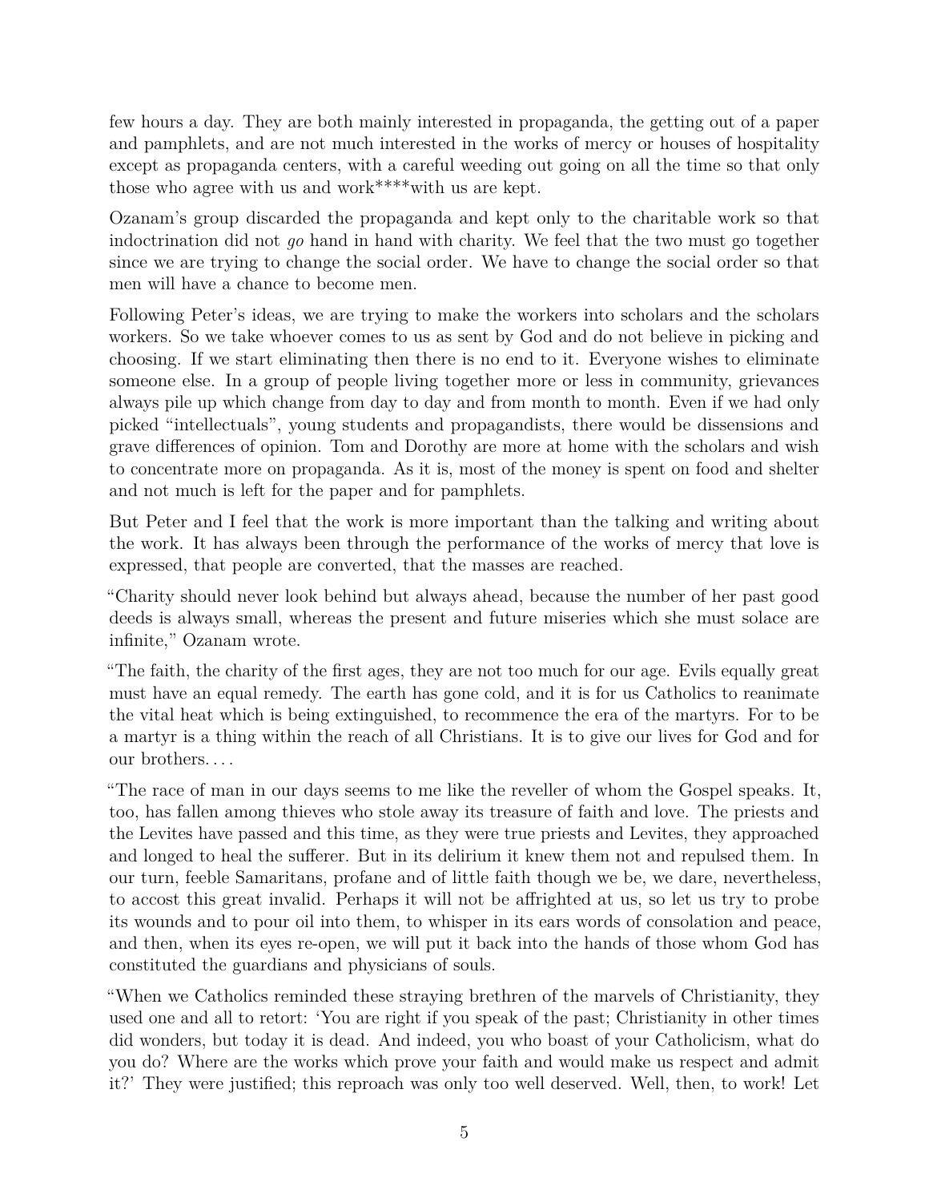few hours a day. They are both mainly interested in propaganda, the getting out of a paper and pamphlets, and are not much interested in the works of mercy or houses of hospitality except as propaganda centers, with a careful weeding out going on all the time so that only those who agree with us and work****with us are kept.

Ozanam's group discarded the propaganda and kept only to the charitable work so that indoctrination did not *go* hand in hand with charity. We feel that the two must go together since we are trying to change the social order. We have to change the social order so that men will have a chance to become men.

Following Peter's ideas, we are trying to make the workers into scholars and the scholars workers. So we take whoever comes to us as sent by God and do not believe in picking and choosing. If we start eliminating then there is no end to it. Everyone wishes to eliminate someone else. In a group of people living together more or less in community, grievances always pile up which change from day to day and from month to month. Even if we had only picked "intellectuals", young students and propagandists, there would be dissensions and grave differences of opinion. Tom and Dorothy are more at home with the scholars and wish to concentrate more on propaganda. As it is, most of the money is spent on food and shelter and not much is left for the paper and for pamphlets.

But Peter and I feel that the work is more important than the talking and writing about the work. It has always been through the performance of the works of mercy that love is expressed, that people are converted, that the masses are reached.

"Charity should never look behind but always ahead, because the number of her past good deeds is always small, whereas the present and future miseries which she must solace are infinite," Ozanam wrote.

"The faith, the charity of the first ages, they are not too much for our age. Evils equally great must have an equal remedy. The earth has gone cold, and it is for us Catholics to reanimate the vital heat which is being extinguished, to recommence the era of the martyrs. For to be a martyr is a thing within the reach of all Christians. It is to give our lives for God and for our brothers. . . .

"The race of man in our days seems to me like the reveller of whom the Gospel speaks. It, too, has fallen among thieves who stole away its treasure of faith and love. The priests and the Levites have passed and this time, as they were true priests and Levites, they approached and longed to heal the sufferer. But in its delirium it knew them not and repulsed them. In our turn, feeble Samaritans, profane and of little faith though we be, we dare, nevertheless, to accost this great invalid. Perhaps it will not be affrighted at us, so let us try to probe its wounds and to pour oil into them, to whisper in its ears words of consolation and peace, and then, when its eyes re-open, we will put it back into the hands of those whom God has constituted the guardians and physicians of souls.

"When we Catholics reminded these straying brethren of the marvels of Christianity, they used one and all to retort: 'You are right if you speak of the past; Christianity in other times did wonders, but today it is dead. And indeed, you who boast of your Catholicism, what do you do? Where are the works which prove your faith and would make us respect and admit it?' They were justified; this reproach was only too well deserved. Well, then, to work! Let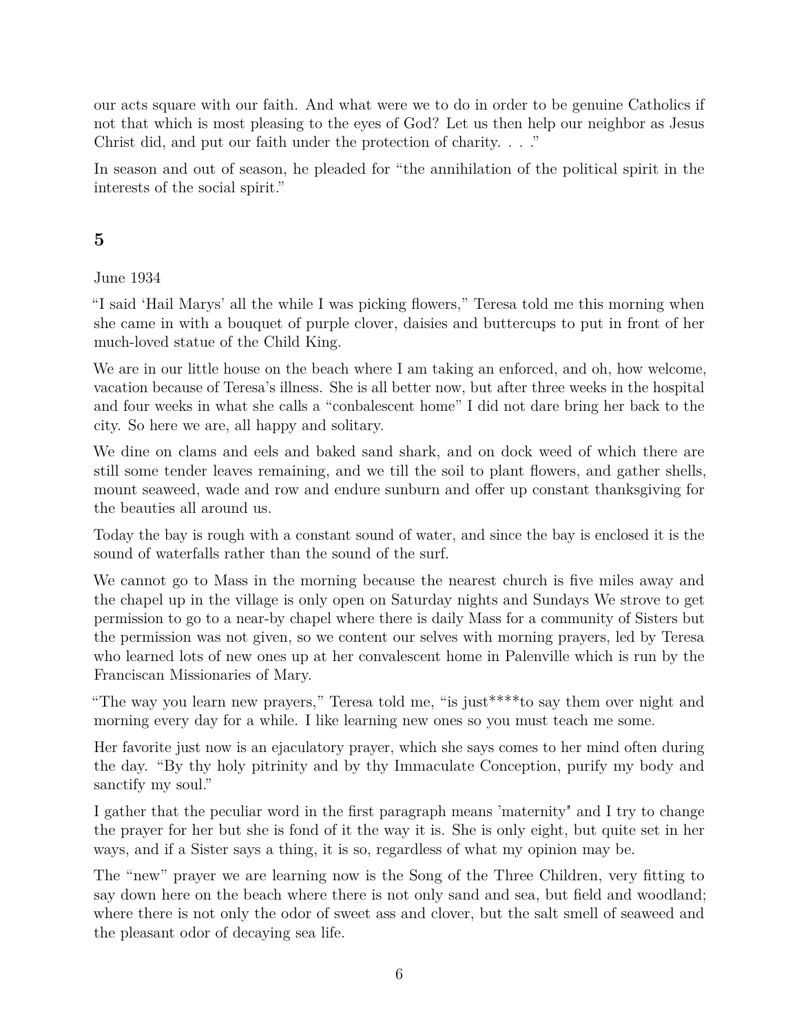our acts square with our faith. And what were we to do in order to be genuine Catholics if not that which is most pleasing to the eyes of God? Let us then help our neighbor as Jesus Christ did, and put our faith under the protection of charity. . . ."

In season and out of season, he pleaded for "the annihilation of the political spirit in the interests of the social spirit."

## 5

June 1934

"I said 'Hail Marys' all the while I was picking flowers," Teresa told me this morning when she came in with a bouquet of purple clover, daisies and buttercups to put in front of her much-loved statue of the Child King.

We are in our little house on the beach where I am taking an enforced, and oh, how welcome, vacation because of Teresa's illness. She is all better now, but after three weeks in the hospital and four weeks in what she calls a "conbalescent home" I did not dare bring her back to the city. So here we are, all happy and solitary.

We dine on clams and eels and baked sand shark, and on dock weed of which there are still some tender leaves remaining, and we till the soil to plant flowers, and gather shells, mount seaweed, wade and row and endure sunburn and offer up constant thanksgiving for the beauties all around us.

Today the bay is rough with a constant sound of water, and since the bay is enclosed it is the sound of waterfalls rather than the sound of the surf.

We cannot go to Mass in the morning because the nearest church is five miles away and the chapel up in the village is only open on Saturday nights and Sundays We strove to get permission to go to a near-by chapel where there is daily Mass for a community of Sisters but the permission was not given, so we content our selves with morning prayers, led by Teresa who learned lots of new ones up at her convalescent home in Palenville which is run by the Franciscan Missionaries of Mary.

"The way you learn new prayers," Teresa told me, "is just****to say them over night and morning every day for a while. I like learning new ones so you must teach me some.

Her favorite just now is an ejaculatory prayer, which she says comes to her mind often during the day. "By thy holy pitrinity and by thy Immaculate Conception, purify my body and sanctify my soul."

I gather that the peculiar word in the first paragraph means 'maternity" and I try to change the prayer for her but she is fond of it the way it is. She is only eight, but quite set in her ways, and if a Sister says a thing, it is so, regardless of what my opinion may be.

The "new" prayer we are learning now is the Song of the Three Children, very fitting to say down here on the beach where there is not only sand and sea, but field and woodland; where there is not only the odor of sweet ass and clover, but the salt smell of seaweed and the pleasant odor of decaying sea life.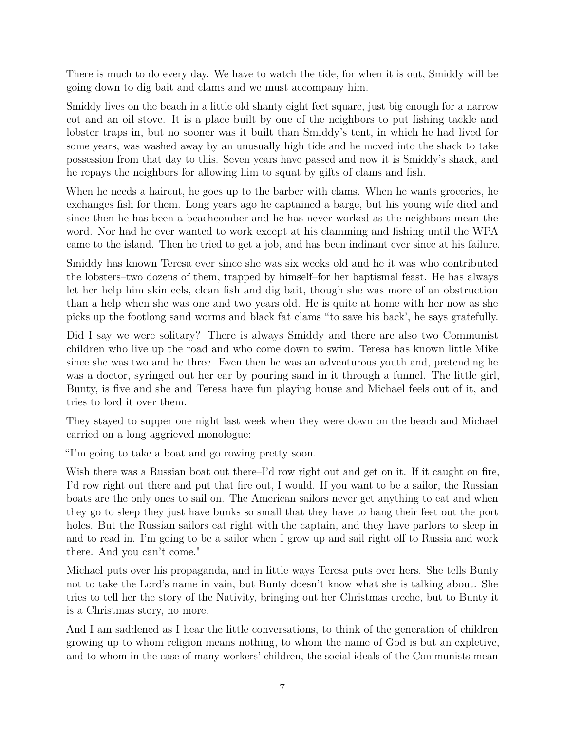There is much to do every day. We have to watch the tide, for when it is out, Smiddy will be going down to dig bait and clams and we must accompany him.

Smiddy lives on the beach in a little old shanty eight feet square, just big enough for a narrow cot and an oil stove. It is a place built by one of the neighbors to put fishing tackle and lobster traps in, but no sooner was it built than Smiddy's tent, in which he had lived for some years, was washed away by an unusually high tide and he moved into the shack to take possession from that day to this. Seven years have passed and now it is Smiddy's shack, and he repays the neighbors for allowing him to squat by gifts of clams and fish.

When he needs a haircut, he goes up to the barber with clams. When he wants groceries, he exchanges fish for them. Long years ago he captained a barge, but his young wife died and since then he has been a beachcomber and he has never worked as the neighbors mean the word. Nor had he ever wanted to work except at his clamming and fishing until the WPA came to the island. Then he tried to get a job, and has been indinant ever since at his failure.

Smiddy has known Teresa ever since she was six weeks old and he it was who contributed the lobsters–two dozens of them, trapped by himself–for her baptismal feast. He has always let her help him skin eels, clean fish and dig bait, though she was more of an obstruction than a help when she was one and two years old. He is quite at home with her now as she picks up the footlong sand worms and black fat clams "to save his back', he says gratefully.

Did I say we were solitary? There is always Smiddy and there are also two Communist children who live up the road and who come down to swim. Teresa has known little Mike since she was two and he three. Even then he was an adventurous youth and, pretending he was a doctor, syringed out her ear by pouring sand in it through a funnel. The little girl, Bunty, is five and she and Teresa have fun playing house and Michael feels out of it, and tries to lord it over them.

They stayed to supper one night last week when they were down on the beach and Michael carried on a long aggrieved monologue:

"I'm going to take a boat and go rowing pretty soon.

Wish there was a Russian boat out there–I'd row right out and get on it. If it caught on fire, I'd row right out there and put that fire out, I would. If you want to be a sailor, the Russian boats are the only ones to sail on. The American sailors never get anything to eat and when they go to sleep they just have bunks so small that they have to hang their feet out the port holes. But the Russian sailors eat right with the captain, and they have parlors to sleep in and to read in. I'm going to be a sailor when I grow up and sail right off to Russia and work there. And you can't come."

Michael puts over his propaganda, and in little ways Teresa puts over hers. She tells Bunty not to take the Lord's name in vain, but Bunty doesn't know what she is talking about. She tries to tell her the story of the Nativity, bringing out her Christmas creche, but to Bunty it is a Christmas story, no more.

And I am saddened as I hear the little conversations, to think of the generation of children growing up to whom religion means nothing, to whom the name of God is but an expletive, and to whom in the case of many workers' children, the social ideals of the Communists mean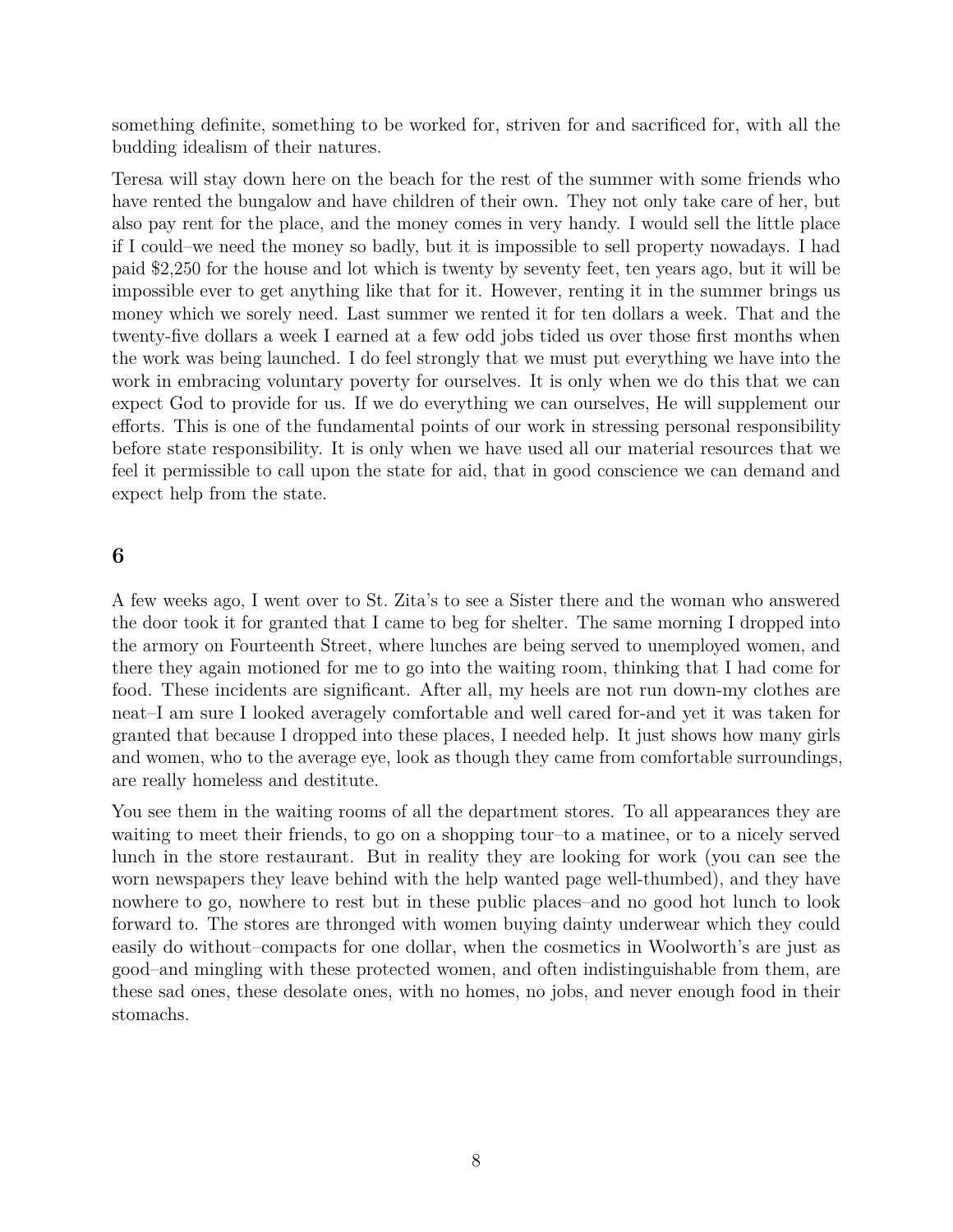something definite, something to be worked for, striven for and sacrificed for, with all the budding idealism of their natures.

Teresa will stay down here on the beach for the rest of the summer with some friends who have rented the bungalow and have children of their own. They not only take care of her, but also pay rent for the place, and the money comes in very handy. I would sell the little place if I could–we need the money so badly, but it is impossible to sell property nowadays. I had paid $2,250 for the house and lot which is twenty by seventy feet, ten years ago, but it will be impossible ever to get anything like that for it. However, renting it in the summer brings us money which we sorely need. Last summer we rented it for ten dollars a week. That and the twenty-five dollars a week I earned at a few odd jobs tided us over those first months when the work was being launched. I do feel strongly that we must put everything we have into the work in embracing voluntary poverty for ourselves. It is only when we do this that we can expect God to provide for us. If we do everything we can ourselves, He will supplement our efforts. This is one of the fundamental points of our work in stressing personal responsibility before state responsibility. It is only when we have used all our material resources that we feel it permissible to call upon the state for aid, that in good conscience we can demand and expect help from the state.

## 6

A few weeks ago, I went over to St. Zita's to see a Sister there and the woman who answered the door took it for granted that I came to beg for shelter. The same morning I dropped into the armory on Fourteenth Street, where lunches are being served to unemployed women, and there they again motioned for me to go into the waiting room, thinking that I had come for food. These incidents are significant. After all, my heels are not run down-my clothes are neat–I am sure I looked averagely comfortable and well cared for-and yet it was taken for granted that because I dropped into these places, I needed help. It just shows how many girls and women, who to the average eye, look as though they came from comfortable surroundings, are really homeless and destitute.

You see them in the waiting rooms of all the department stores. To all appearances they are waiting to meet their friends, to go on a shopping tour–to a matinee, or to a nicely served lunch in the store restaurant. But in reality they are looking for work (you can see the worn newspapers they leave behind with the help wanted page well-thumbed), and they have nowhere to go, nowhere to rest but in these public places–and no good hot lunch to look forward to. The stores are thronged with women buying dainty underwear which they could easily do without–compacts for one dollar, when the cosmetics in Woolworth's are just as good–and mingling with these protected women, and often indistinguishable from them, are these sad ones, these desolate ones, with no homes, no jobs, and never enough food in their stomachs.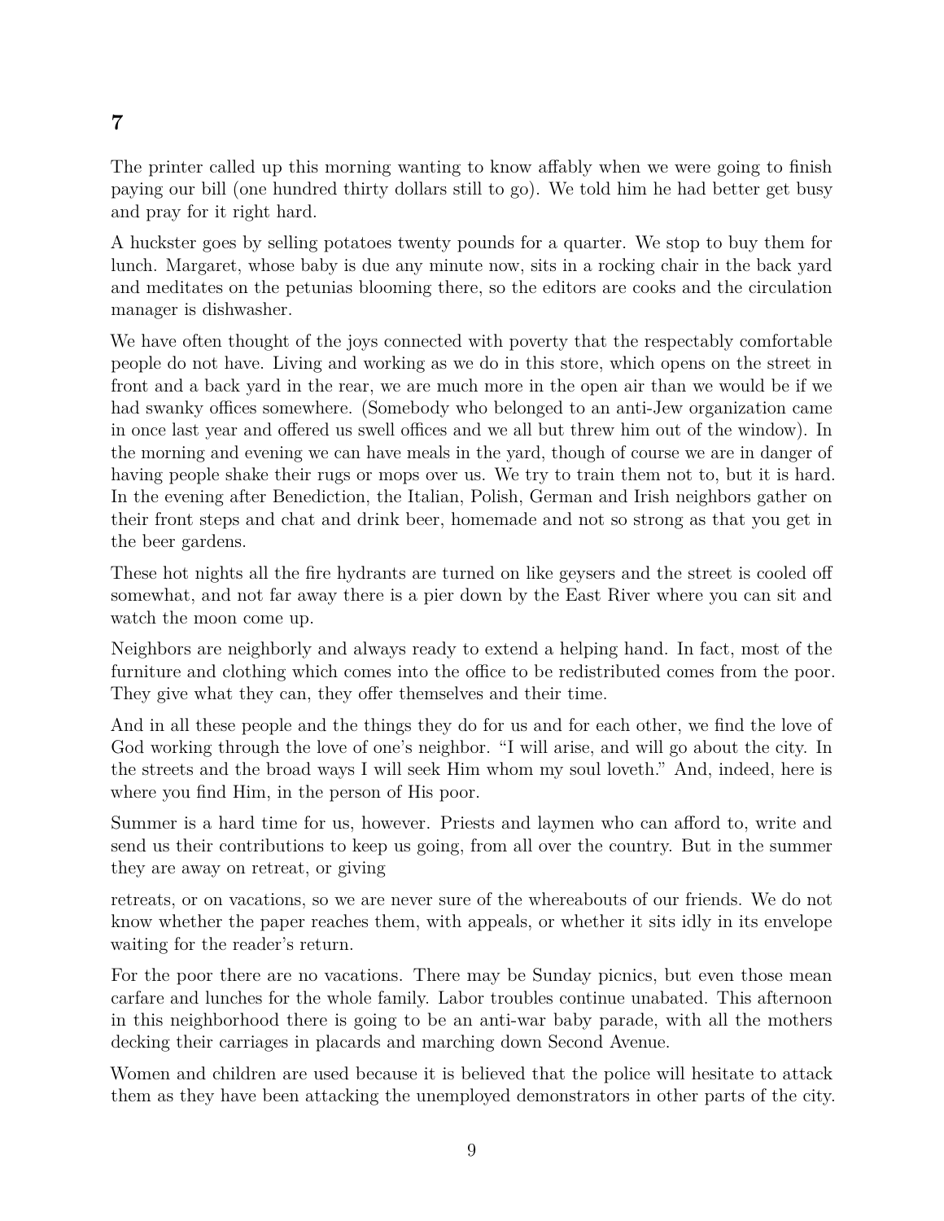## 7

The printer called up this morning wanting to know affably when we were going to finish paying our bill (one hundred thirty dollars still to go). We told him he had better get busy and pray for it right hard.

A huckster goes by selling potatoes twenty pounds for a quarter. We stop to buy them for lunch. Margaret, whose baby is due any minute now, sits in a rocking chair in the back yard and meditates on the petunias blooming there, so the editors are cooks and the circulation manager is dishwasher.

We have often thought of the joys connected with poverty that the respectably comfortable people do not have. Living and working as we do in this store, which opens on the street in front and a back yard in the rear, we are much more in the open air than we would be if we had swanky offices somewhere. (Somebody who belonged to an anti-Jew organization came in once last year and offered us swell offices and we all but threw him out of the window). In the morning and evening we can have meals in the yard, though of course we are in danger of having people shake their rugs or mops over us. We try to train them not to, but it is hard. In the evening after Benediction, the Italian, Polish, German and Irish neighbors gather on their front steps and chat and drink beer, homemade and not so strong as that you get in the beer gardens.

These hot nights all the fire hydrants are turned on like geysers and the street is cooled off somewhat, and not far away there is a pier down by the East River where you can sit and watch the moon come up.

Neighbors are neighborly and always ready to extend a helping hand. In fact, most of the furniture and clothing which comes into the office to be redistributed comes from the poor. They give what they can, they offer themselves and their time.

And in all these people and the things they do for us and for each other, we find the love of God working through the love of one's neighbor. "I will arise, and will go about the city. In the streets and the broad ways I will seek Him whom my soul loveth." And, indeed, here is where you find Him, in the person of His poor.

Summer is a hard time for us, however. Priests and laymen who can afford to, write and send us their contributions to keep us going, from all over the country. But in the summer they are away on retreat, or giving retreats, or on vacations, so we are never sure of the whereabouts of our friends. We do not know whether the paper reaches them, with appeals, or whether it sits idly in its envelope waiting for the reader's return.

For the poor there are no vacations. There may be Sunday picnics, but even those mean carfare and lunches for the whole family. Labor troubles continue unabated. This afternoon in this neighborhood there is going to be an anti-war baby parade, with all the mothers decking their carriages in placards and marching down Second Avenue.

Women and children are used because it is believed that the police will hesitate to attack them as they have been attacking the unemployed demonstrators in other parts of the city.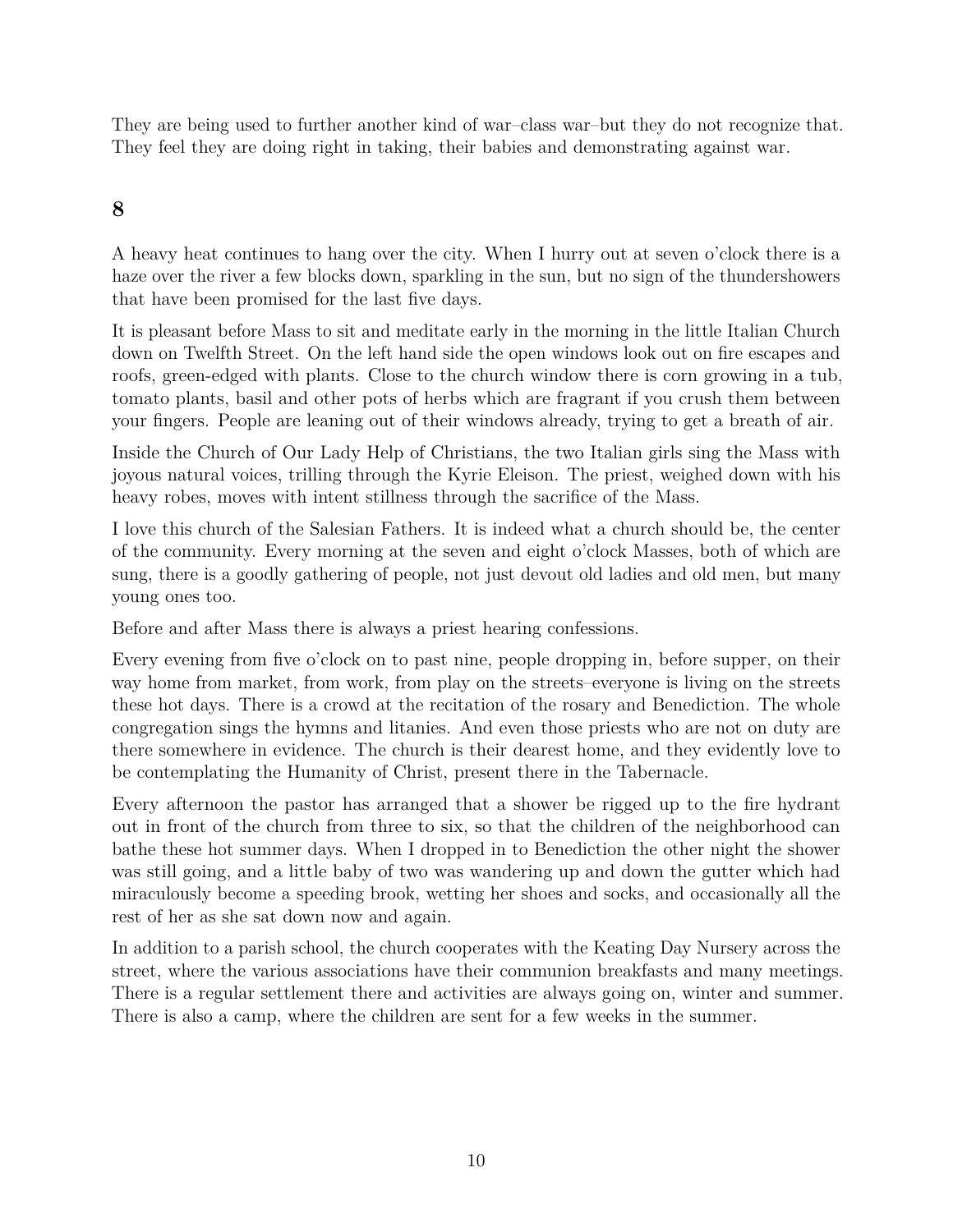They are being used to further another kind of war–class war–but they do not recognize that. They feel they are doing right in taking, their babies and demonstrating against war.

## 8

A heavy heat continues to hang over the city. When I hurry out at seven o'clock there is a haze over the river a few blocks down, sparkling in the sun, but no sign of the thundershowers that have been promised for the last five days.

It is pleasant before Mass to sit and meditate early in the morning in the little Italian Church down on Twelfth Street. On the left hand side the open windows look out on fire escapes and roofs, green-edged with plants. Close to the church window there is corn growing in a tub, tomato plants, basil and other pots of herbs which are fragrant if you crush them between your fingers. People are leaning out of their windows already, trying to get a breath of air.

Inside the Church of Our Lady Help of Christians, the two Italian girls sing the Mass with joyous natural voices, trilling through the Kyrie Eleison. The priest, weighed down with his heavy robes, moves with intent stillness through the sacrifice of the Mass.

I love this church of the Salesian Fathers. It is indeed what a church should be, the center of the community. Every morning at the seven and eight o'clock Masses, both of which are sung, there is a goodly gathering of people, not just devout old ladies and old men, but many young ones too.

Before and after Mass there is always a priest hearing confessions.

Every evening from five o'clock on to past nine, people dropping in, before supper, on their way home from market, from work, from play on the streets–everyone is living on the streets these hot days. There is a crowd at the recitation of the rosary and Benediction. The whole congregation sings the hymns and litanies. And even those priests who are not on duty are there somewhere in evidence. The church is their dearest home, and they evidently love to be contemplating the Humanity of Christ, present there in the Tabernacle.

Every afternoon the pastor has arranged that a shower be rigged up to the fire hydrant out in front of the church from three to six, so that the children of the neighborhood can bathe these hot summer days. When I dropped in to Benediction the other night the shower was still going, and a little baby of two was wandering up and down the gutter which had miraculously become a speeding brook, wetting her shoes and socks, and occasionally all the rest of her as she sat down now and again.

In addition to a parish school, the church cooperates with the Keating Day Nursery across the street, where the various associations have their communion breakfasts and many meetings. There is a regular settlement there and activities are always going on, winter and summer. There is also a camp, where the children are sent for a few weeks in the summer.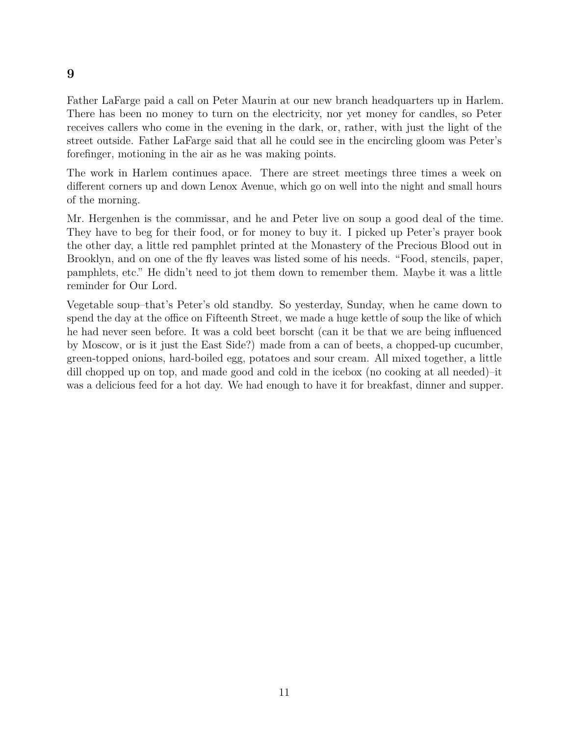## 9

Father LaFarge paid a call on Peter Maurin at our new branch headquarters up in Harlem. There has been no money to turn on the electricity, nor yet money for candles, so Peter receives callers who come in the evening in the dark, or, rather, with just the light of the street outside. Father LaFarge said that all he could see in the encircling gloom was Peter's forefinger, motioning in the air as he was making points.

The work in Harlem continues apace. There are street meetings three times a week on different corners up and down Lenox Avenue, which go on well into the night and small hours of the morning.

Mr. Hergenhen is the commissar, and he and Peter live on soup a good deal of the time. They have to beg for their food, or for money to buy it. I picked up Peter's prayer book the other day, a little red pamphlet printed at the Monastery of the Precious Blood out in Brooklyn, and on one of the fly leaves was listed some of his needs. "Food, stencils, paper, pamphlets, etc." He didn't need to jot them down to remember them. Maybe it was a little reminder for Our Lord.

Vegetable soup–that's Peter's old standby. So yesterday, Sunday, when he came down to spend the day at the office on Fifteenth Street, we made a huge kettle of soup the like of which he had never seen before. It was a cold beet borscht (can it be that we are being influenced by Moscow, or is it just the East Side?) made from a can of beets, a chopped-up cucumber, green-topped onions, hard-boiled egg, potatoes and sour cream. All mixed together, a little dill chopped up on top, and made good and cold in the icebox (no cooking at all needed)–it was a delicious feed for a hot day. We had enough to have it for breakfast, dinner and supper.